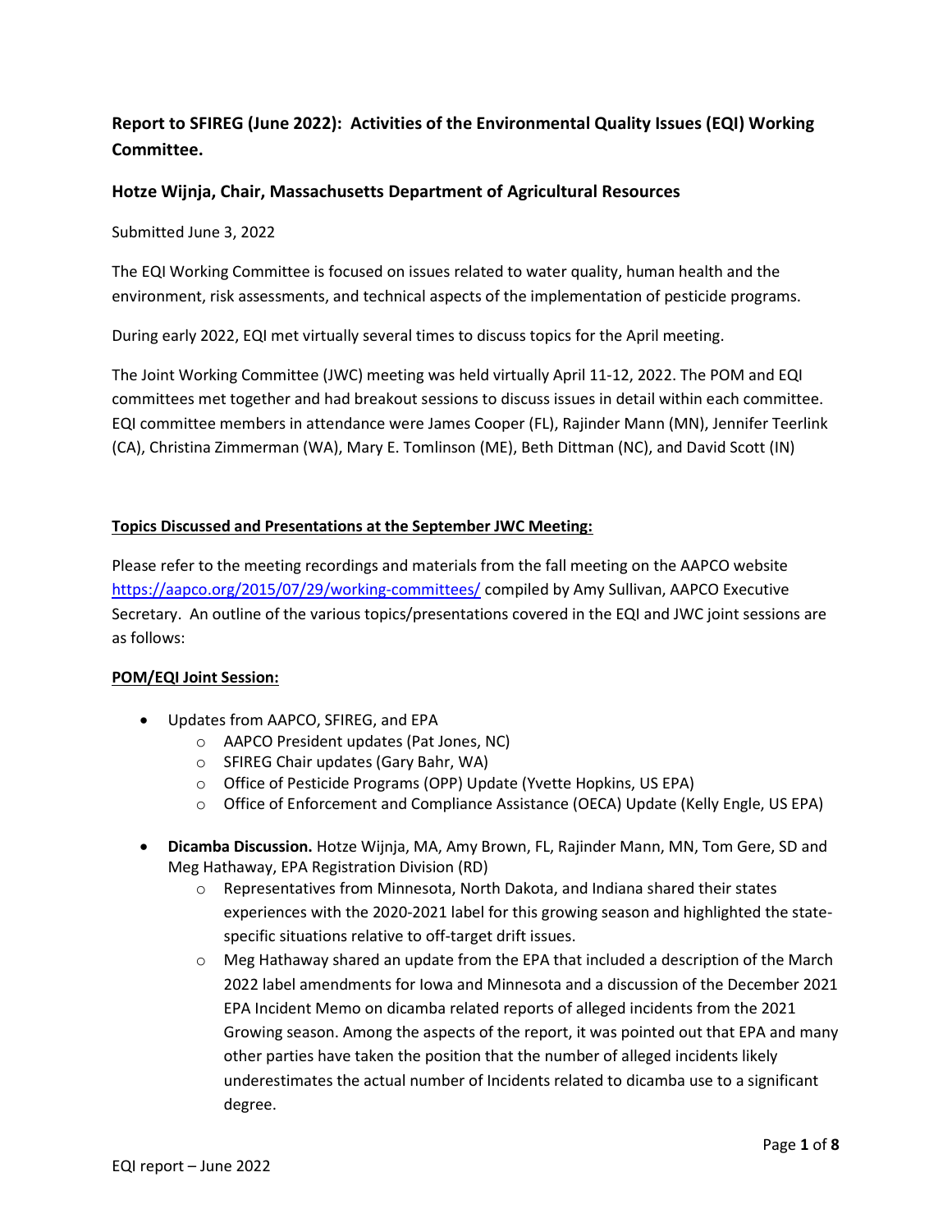## Report to SFIREG (June 2022): Activities of the Environmental Quality Issues (EQI) Working Committee.

### Hotze Wijnja, Chair, Massachusetts Department of Agricultural Resources

Submitted June 3, 2022

The EQI Working Committee is focused on issues related to water quality, human health and the environment, risk assessments, and technical aspects of the implementation of pesticide programs.

During early 2022, EQI met virtually several times to discuss topics for the April meeting.

The Joint Working Committee (JWC) meeting was held virtually April 11-12, 2022. The POM and EQI committees met together and had breakout sessions to discuss issues in detail within each committee. EQI committee members in attendance were James Cooper (FL), Rajinder Mann (MN), Jennifer Teerlink (CA), Christina Zimmerman (WA), Mary E. Tomlinson (ME), Beth Dittman (NC), and David Scott (IN)

**Topics Discussed and Presentations at the September JWC Meeting:**

Please refer to the meeting recordings and materials from the fall meeting on the AAPCO website https://aapco.org/2015/07/29/working-committees/ compiled by Amy Sullivan, AAPCO Executive Secretary. An outline of the various topics/presentations covered in the EQI and JWC joint sessions are as follows:

**POM/EQI Joint Session:**

- Updates from AAPCO, SFIREG, and EPA
  - AAPCO President updates (Pat Jones, NC)
  - SFIREG Chair updates (Gary Bahr, WA)
  - Office of Pesticide Programs (OPP) Update (Yvette Hopkins, US EPA)
  - Office of Enforcement and Compliance Assistance (OECA) Update (Kelly Engle, US EPA)
- **Dicamba Discussion.** Hotze Wijnja, MA, Amy Brown, FL, Rajinder Mann, MN, Tom Gere, SD and Meg Hathaway, EPA Registration Division (RD)
  - Representatives from Minnesota, North Dakota, and Indiana shared their states experiences with the 2020-2021 label for this growing season and highlighted the state-specific situations relative to off-target drift issues.
  - Meg Hathaway shared an update from the EPA that included a description of the March 2022 label amendments for Iowa and Minnesota and a discussion of the December 2021 EPA Incident Memo on dicamba related reports of alleged incidents from the 2021 Growing season. Among the aspects of the report, it was pointed out that EPA and many other parties have taken the position that the number of alleged incidents likely underestimates the actual number of Incidents related to dicamba use to a significant degree.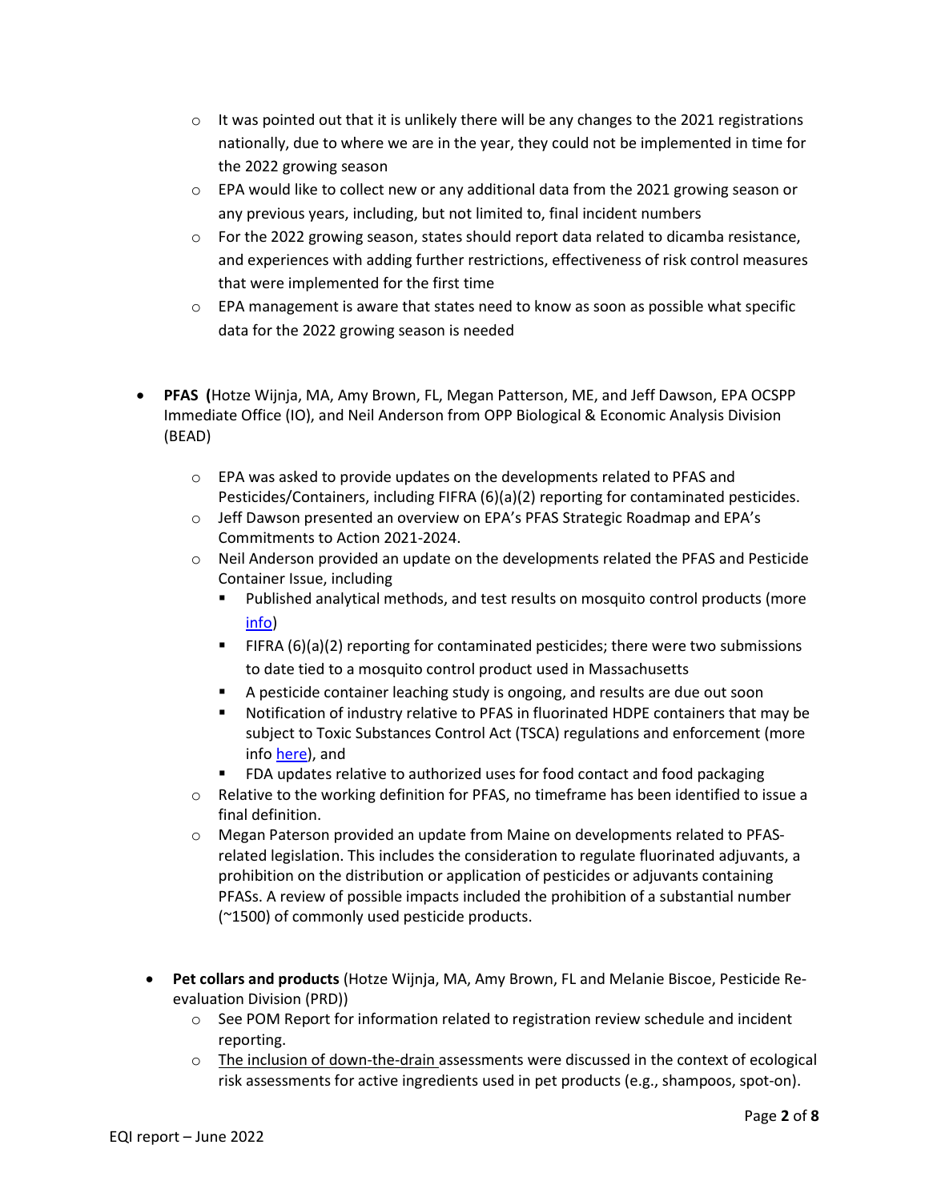- It was pointed out that it is unlikely there will be any changes to the 2021 registrations nationally, due to where we are in the year, they could not be implemented in time for the 2022 growing season
  - EPA would like to collect new or any additional data from the 2021 growing season or any previous years, including, but not limited to, final incident numbers
  - For the 2022 growing season, states should report data related to dicamba resistance, and experiences with adding further restrictions, effectiveness of risk control measures that were implemented for the first time
  - EPA management is aware that states need to know as soon as possible what specific data for the 2022 growing season is needed

- **PFAS (**Hotze Wijnja, MA, Amy Brown, FL, Megan Patterson, ME, and Jeff Dawson, EPA OCSPP Immediate Office (IO), and Neil Anderson from OPP Biological & Economic Analysis Division (BEAD)
  - EPA was asked to provide updates on the developments related to PFAS and Pesticides/Containers, including FIFRA (6)(a)(2) reporting for contaminated pesticides.
  - Jeff Dawson presented an overview on EPA's PFAS Strategic Roadmap and EPA's Commitments to Action 2021-2024.
  - Neil Anderson provided an update on the developments related the PFAS and Pesticide Container Issue, including
    - Published analytical methods, and test results on mosquito control products (more info)
    - FIFRA (6)(a)(2) reporting for contaminated pesticides; there were two submissions to date tied to a mosquito control product used in Massachusetts
    - A pesticide container leaching study is ongoing, and results are due out soon
    - Notification of industry relative to PFAS in fluorinated HDPE containers that may be subject to Toxic Substances Control Act (TSCA) regulations and enforcement (more info here), and
    - FDA updates relative to authorized uses for food contact and food packaging
  - Relative to the working definition for PFAS, no timeframe has been identified to issue a final definition.
  - Megan Paterson provided an update from Maine on developments related to PFAS-related legislation. This includes the consideration to regulate fluorinated adjuvants, a prohibition on the distribution or application of pesticides or adjuvants containing PFASs. A review of possible impacts included the prohibition of a substantial number (~1500) of commonly used pesticide products.

- **Pet collars and products** (Hotze Wijnja, MA, Amy Brown, FL and Melanie Biscoe, Pesticide Re-evaluation Division (PRD))
  - See POM Report for information related to registration review schedule and incident reporting.
  - The inclusion of down-the-drain assessments were discussed in the context of ecological risk assessments for active ingredients used in pet products (e.g., shampoos, spot-on).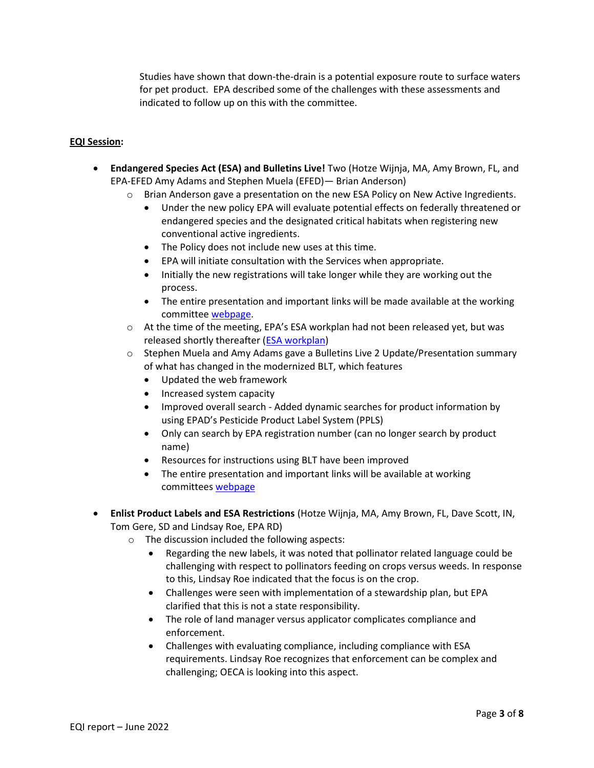Studies have shown that down-the-drain is a potential exposure route to surface waters for pet product. EPA described some of the challenges with these assessments and indicated to follow up on this with the committee.

**EQI Session:**

- **Endangered Species Act (ESA) and Bulletins Live!** Two (Hotze Wijnja, MA, Amy Brown, FL, and EPA-EFED Amy Adams and Stephen Muela (EFED)— Brian Anderson)
  - Brian Anderson gave a presentation on the new ESA Policy on New Active Ingredients.
    - Under the new policy EPA will evaluate potential effects on federally threatened or endangered species and the designated critical habitats when registering new conventional active ingredients.
    - The Policy does not include new uses at this time.
    - EPA will initiate consultation with the Services when appropriate.
    - Initially the new registrations will take longer while they are working out the process.
    - The entire presentation and important links will be made available at the working committee webpage.
  - At the time of the meeting, EPA's ESA workplan had not been released yet, but was released shortly thereafter (ESA workplan)
  - Stephen Muela and Amy Adams gave a Bulletins Live 2 Update/Presentation summary of what has changed in the modernized BLT, which features
    - Updated the web framework
    - Increased system capacity
    - Improved overall search - Added dynamic searches for product information by using EPAD's Pesticide Product Label System (PPLS)
    - Only can search by EPA registration number (can no longer search by product name)
    - Resources for instructions using BLT have been improved
    - The entire presentation and important links will be available at working committees webpage

- **Enlist Product Labels and ESA Restrictions** (Hotze Wijnja, MA, Amy Brown, FL, Dave Scott, IN, Tom Gere, SD and Lindsay Roe, EPA RD)
  - The discussion included the following aspects:
    - Regarding the new labels, it was noted that pollinator related language could be challenging with respect to pollinators feeding on crops versus weeds. In response to this, Lindsay Roe indicated that the focus is on the crop.
    - Challenges were seen with implementation of a stewardship plan, but EPA clarified that this is not a state responsibility.
    - The role of land manager versus applicator complicates compliance and enforcement.
    - Challenges with evaluating compliance, including compliance with ESA requirements. Lindsay Roe recognizes that enforcement can be complex and challenging; OECA is looking into this aspect.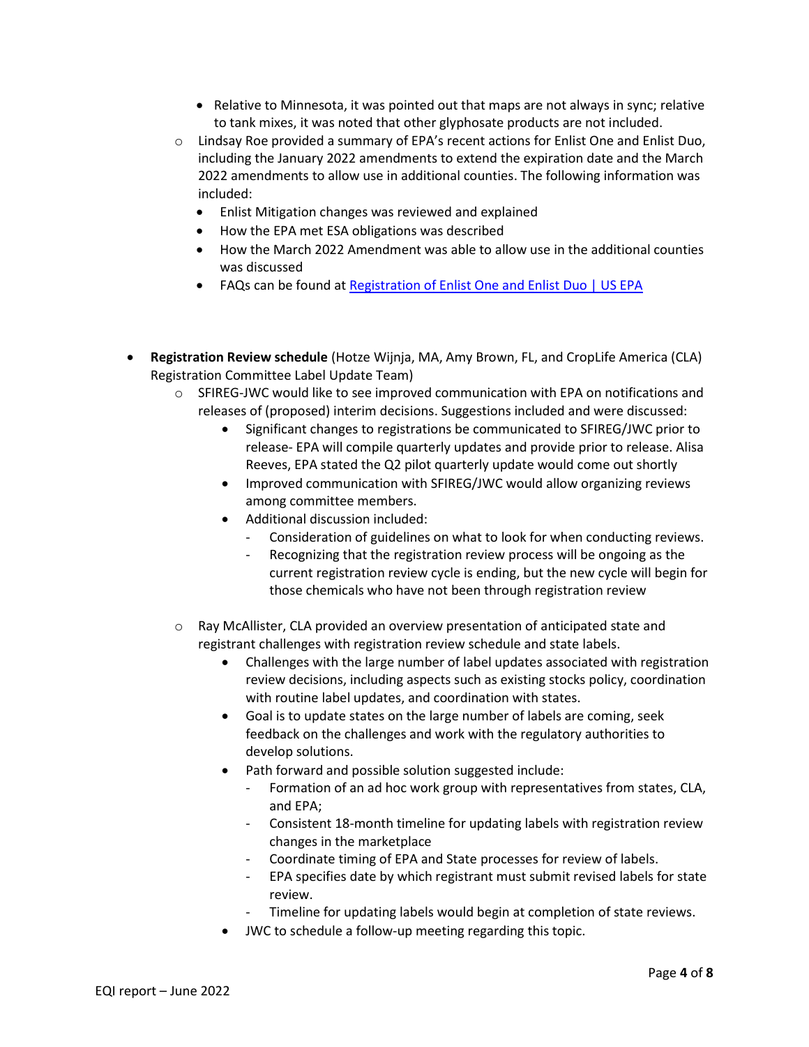- Relative to Minnesota, it was pointed out that maps are not always in sync; relative to tank mixes, it was noted that other glyphosate products are not included.
    - Lindsay Roe provided a summary of EPA's recent actions for Enlist One and Enlist Duo, including the January 2022 amendments to extend the expiration date and the March 2022 amendments to allow use in additional counties. The following information was included:
        - Enlist Mitigation changes was reviewed and explained
        - How the EPA met ESA obligations was described
        - How the March 2022 Amendment was able to allow use in the additional counties was discussed
        - FAQs can be found at [Registration of Enlist One and Enlist Duo | US EPA]()

- **Registration Review schedule** (Hotze Wijnja, MA, Amy Brown, FL, and CropLife America (CLA) Registration Committee Label Update Team)
    - SFIREG-JWC would like to see improved communication with EPA on notifications and releases of (proposed) interim decisions. Suggestions included and were discussed:
        - Significant changes to registrations be communicated to SFIREG/JWC prior to release- EPA will compile quarterly updates and provide prior to release. Alisa Reeves, EPA stated the Q2 pilot quarterly update would come out shortly
        - Improved communication with SFIREG/JWC would allow organizing reviews among committee members.
        - Additional discussion included:
            - Consideration of guidelines on what to look for when conducting reviews.
            - Recognizing that the registration review process will be ongoing as the current registration review cycle is ending, but the new cycle will begin for those chemicals who have not been through registration review
    - Ray McAllister, CLA provided an overview presentation of anticipated state and registrant challenges with registration review schedule and state labels.
        - Challenges with the large number of label updates associated with registration review decisions, including aspects such as existing stocks policy, coordination with routine label updates, and coordination with states.
        - Goal is to update states on the large number of labels are coming, seek feedback on the challenges and work with the regulatory authorities to develop solutions.
        - Path forward and possible solution suggested include:
            - Formation of an ad hoc work group with representatives from states, CLA, and EPA;
            - Consistent 18-month timeline for updating labels with registration review changes in the marketplace
            - Coordinate timing of EPA and State processes for review of labels.
            - EPA specifies date by which registrant must submit revised labels for state review.
            - Timeline for updating labels would begin at completion of state reviews.
        - JWC to schedule a follow-up meeting regarding this topic.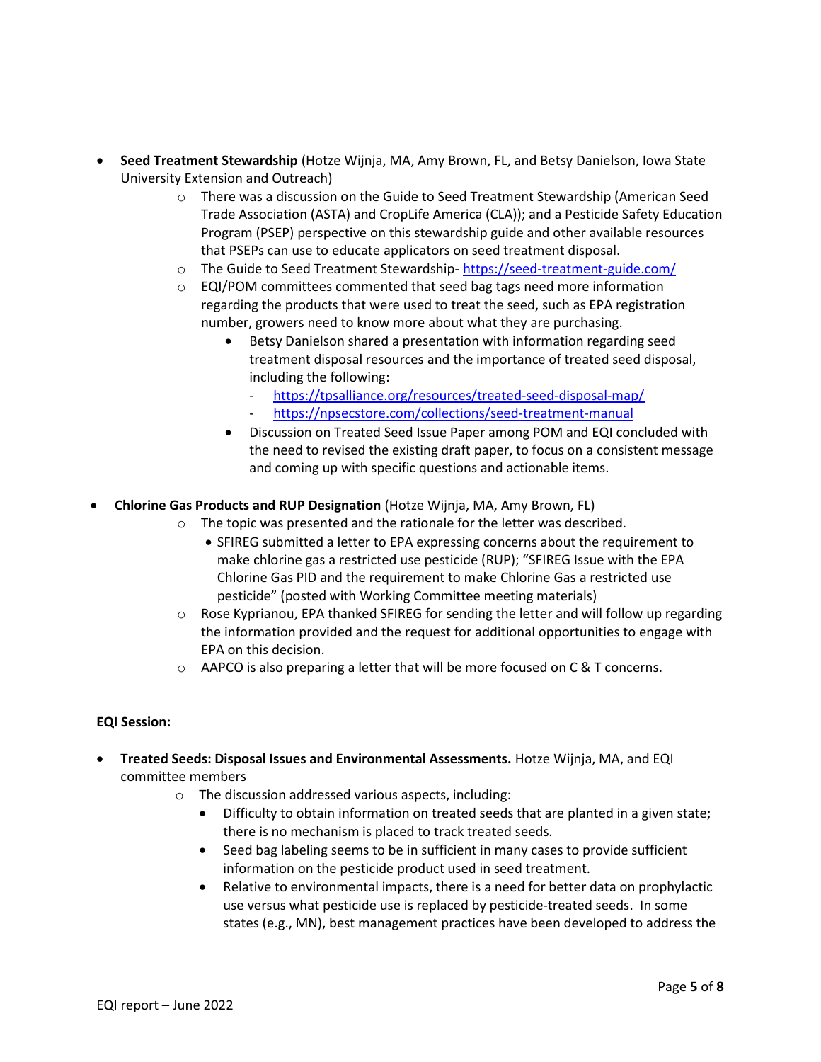- **Seed Treatment Stewardship** (Hotze Wijnja, MA, Amy Brown, FL, and Betsy Danielson, Iowa State University Extension and Outreach)
  - There was a discussion on the Guide to Seed Treatment Stewardship (American Seed Trade Association (ASTA) and CropLife America (CLA)); and a Pesticide Safety Education Program (PSEP) perspective on this stewardship guide and other available resources that PSEPs can use to educate applicators on seed treatment disposal.
  - The Guide to Seed Treatment Stewardship- https://seed-treatment-guide.com/
  - EQI/POM committees commented that seed bag tags need more information regarding the products that were used to treat the seed, such as EPA registration number, growers need to know more about what they are purchasing.
    - Betsy Danielson shared a presentation with information regarding seed treatment disposal resources and the importance of treated seed disposal, including the following:
      - https://tpsalliance.org/resources/treated-seed-disposal-map/
      - https://npsecstore.com/collections/seed-treatment-manual
    - Discussion on Treated Seed Issue Paper among POM and EQI concluded with the need to revised the existing draft paper, to focus on a consistent message and coming up with specific questions and actionable items.

- **Chlorine Gas Products and RUP Designation** (Hotze Wijnja, MA, Amy Brown, FL)
  - The topic was presented and the rationale for the letter was described.
    - SFIREG submitted a letter to EPA expressing concerns about the requirement to make chlorine gas a restricted use pesticide (RUP); "SFIREG Issue with the EPA Chlorine Gas PID and the requirement to make Chlorine Gas a restricted use pesticide" (posted with Working Committee meeting materials)
  - Rose Kyprianou, EPA thanked SFIREG for sending the letter and will follow up regarding the information provided and the request for additional opportunities to engage with EPA on this decision.
  - AAPCO is also preparing a letter that will be more focused on C & T concerns.

**EQI Session:**

- **Treated Seeds: Disposal Issues and Environmental Assessments.** Hotze Wijnja, MA, and EQI committee members
  - The discussion addressed various aspects, including:
    - Difficulty to obtain information on treated seeds that are planted in a given state; there is no mechanism is placed to track treated seeds.
    - Seed bag labeling seems to be in sufficient in many cases to provide sufficient information on the pesticide product used in seed treatment.
    - Relative to environmental impacts, there is a need for better data on prophylactic use versus what pesticide use is replaced by pesticide-treated seeds. In some states (e.g., MN), best management practices have been developed to address the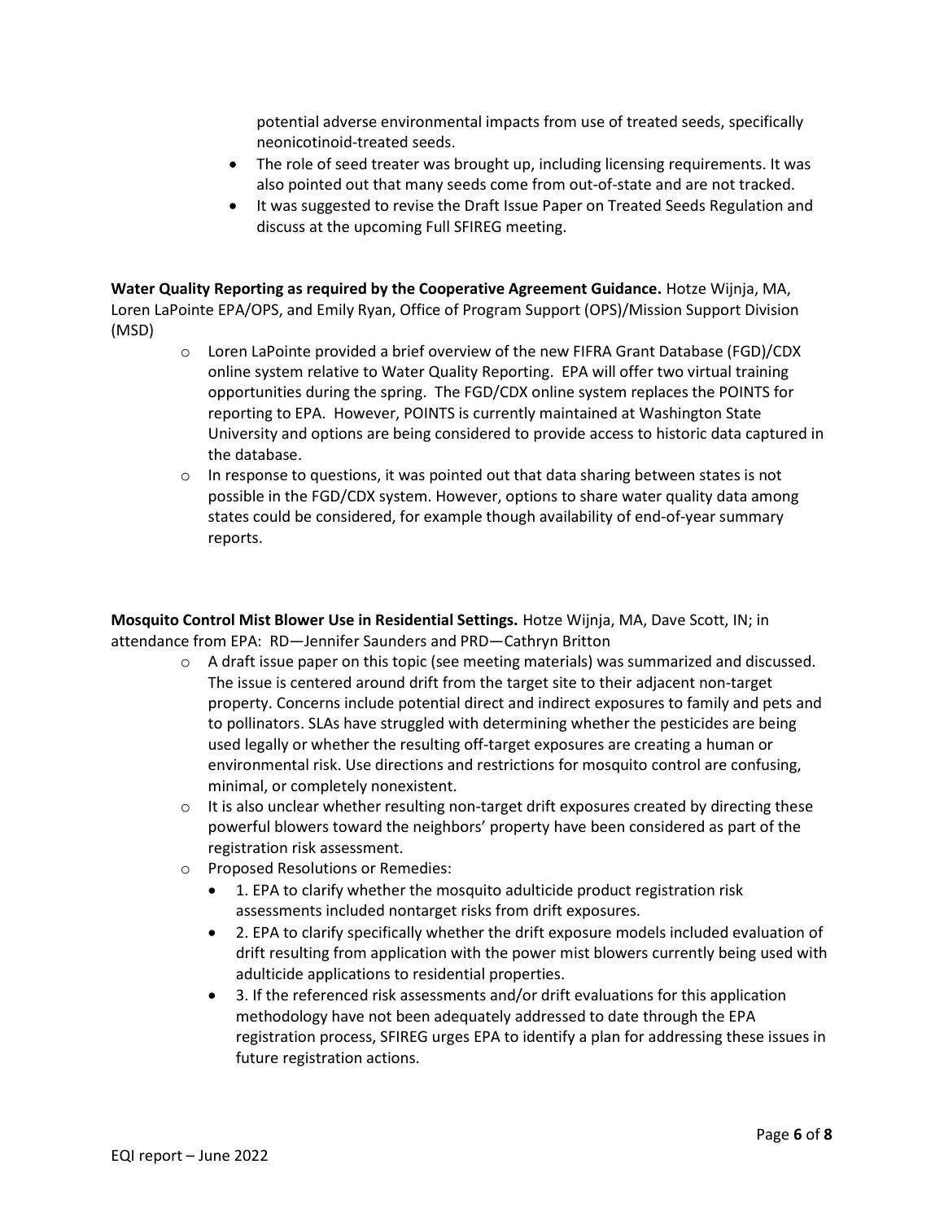potential adverse environmental impacts from use of treated seeds, specifically neonicotinoid-treated seeds.

- The role of seed treater was brought up, including licensing requirements. It was also pointed out that many seeds come from out-of-state and are not tracked.
- It was suggested to revise the Draft Issue Paper on Treated Seeds Regulation and discuss at the upcoming Full SFIREG meeting.

**Water Quality Reporting as required by the Cooperative Agreement Guidance.** Hotze Wijnja, MA, Loren LaPointe EPA/OPS, and Emily Ryan, Office of Program Support (OPS)/Mission Support Division (MSD)

- Loren LaPointe provided a brief overview of the new FIFRA Grant Database (FGD)/CDX online system relative to Water Quality Reporting. EPA will offer two virtual training opportunities during the spring. The FGD/CDX online system replaces the POINTS for reporting to EPA. However, POINTS is currently maintained at Washington State University and options are being considered to provide access to historic data captured in the database.
- In response to questions, it was pointed out that data sharing between states is not possible in the FGD/CDX system. However, options to share water quality data among states could be considered, for example though availability of end-of-year summary reports.

**Mosquito Control Mist Blower Use in Residential Settings.** Hotze Wijnja, MA, Dave Scott, IN; in attendance from EPA: RD—Jennifer Saunders and PRD—Cathryn Britton

- A draft issue paper on this topic (see meeting materials) was summarized and discussed. The issue is centered around drift from the target site to their adjacent non-target property. Concerns include potential direct and indirect exposures to family and pets and to pollinators. SLAs have struggled with determining whether the pesticides are being used legally or whether the resulting off-target exposures are creating a human or environmental risk. Use directions and restrictions for mosquito control are confusing, minimal, or completely nonexistent.
- It is also unclear whether resulting non-target drift exposures created by directing these powerful blowers toward the neighbors' property have been considered as part of the registration risk assessment.
- Proposed Resolutions or Remedies:
  - 1. EPA to clarify whether the mosquito adulticide product registration risk assessments included nontarget risks from drift exposures.
  - 2. EPA to clarify specifically whether the drift exposure models included evaluation of drift resulting from application with the power mist blowers currently being used with adulticide applications to residential properties.
  - 3. If the referenced risk assessments and/or drift evaluations for this application methodology have not been adequately addressed to date through the EPA registration process, SFIREG urges EPA to identify a plan for addressing these issues in future registration actions.

EQI report – June 2022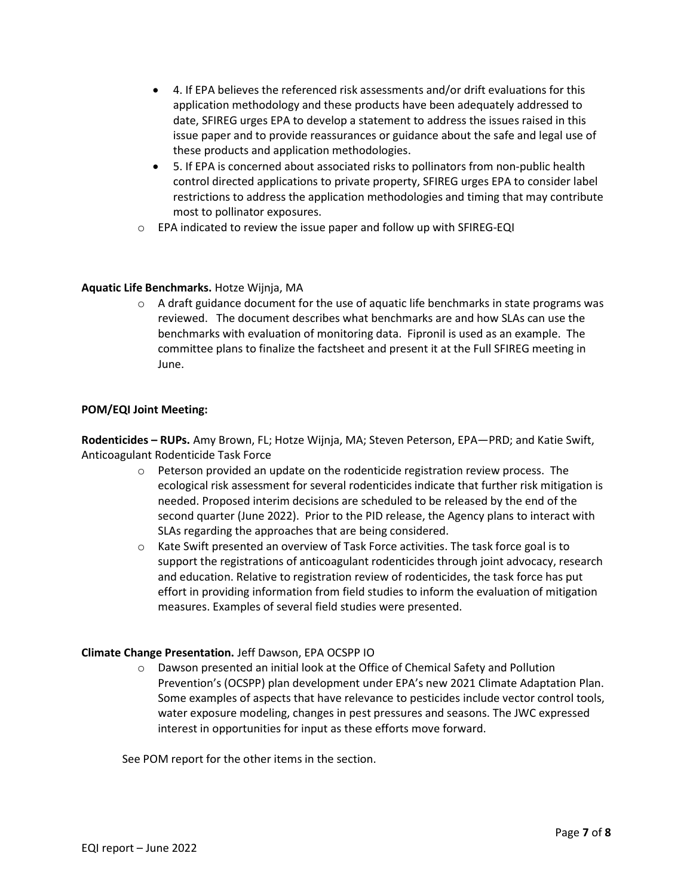- 4. If EPA believes the referenced risk assessments and/or drift evaluations for this application methodology and these products have been adequately addressed to date, SFIREG urges EPA to develop a statement to address the issues raised in this issue paper and to provide reassurances or guidance about the safe and legal use of these products and application methodologies.
- 5. If EPA is concerned about associated risks to pollinators from non-public health control directed applications to private property, SFIREG urges EPA to consider label restrictions to address the application methodologies and timing that may contribute most to pollinator exposures.

  - EPA indicated to review the issue paper and follow up with SFIREG-EQI

**Aquatic Life Benchmarks.** Hotze Wijnja, MA

- A draft guidance document for the use of aquatic life benchmarks in state programs was reviewed. The document describes what benchmarks are and how SLAs can use the benchmarks with evaluation of monitoring data. Fipronil is used as an example. The committee plans to finalize the factsheet and present it at the Full SFIREG meeting in June.

**POM/EQI Joint Meeting:**

**Rodenticides – RUPs.** Amy Brown, FL; Hotze Wijnja, MA; Steven Peterson, EPA—PRD; and Katie Swift, Anticoagulant Rodenticide Task Force

- Peterson provided an update on the rodenticide registration review process. The ecological risk assessment for several rodenticides indicate that further risk mitigation is needed. Proposed interim decisions are scheduled to be released by the end of the second quarter (June 2022). Prior to the PID release, the Agency plans to interact with SLAs regarding the approaches that are being considered.
- Kate Swift presented an overview of Task Force activities. The task force goal is to support the registrations of anticoagulant rodenticides through joint advocacy, research and education. Relative to registration review of rodenticides, the task force has put effort in providing information from field studies to inform the evaluation of mitigation measures. Examples of several field studies were presented.

**Climate Change Presentation.** Jeff Dawson, EPA OCSPP IO

- Dawson presented an initial look at the Office of Chemical Safety and Pollution Prevention's (OCSPP) plan development under EPA's new 2021 Climate Adaptation Plan. Some examples of aspects that have relevance to pesticides include vector control tools, water exposure modeling, changes in pest pressures and seasons. The JWC expressed interest in opportunities for input as these efforts move forward.

See POM report for the other items in the section.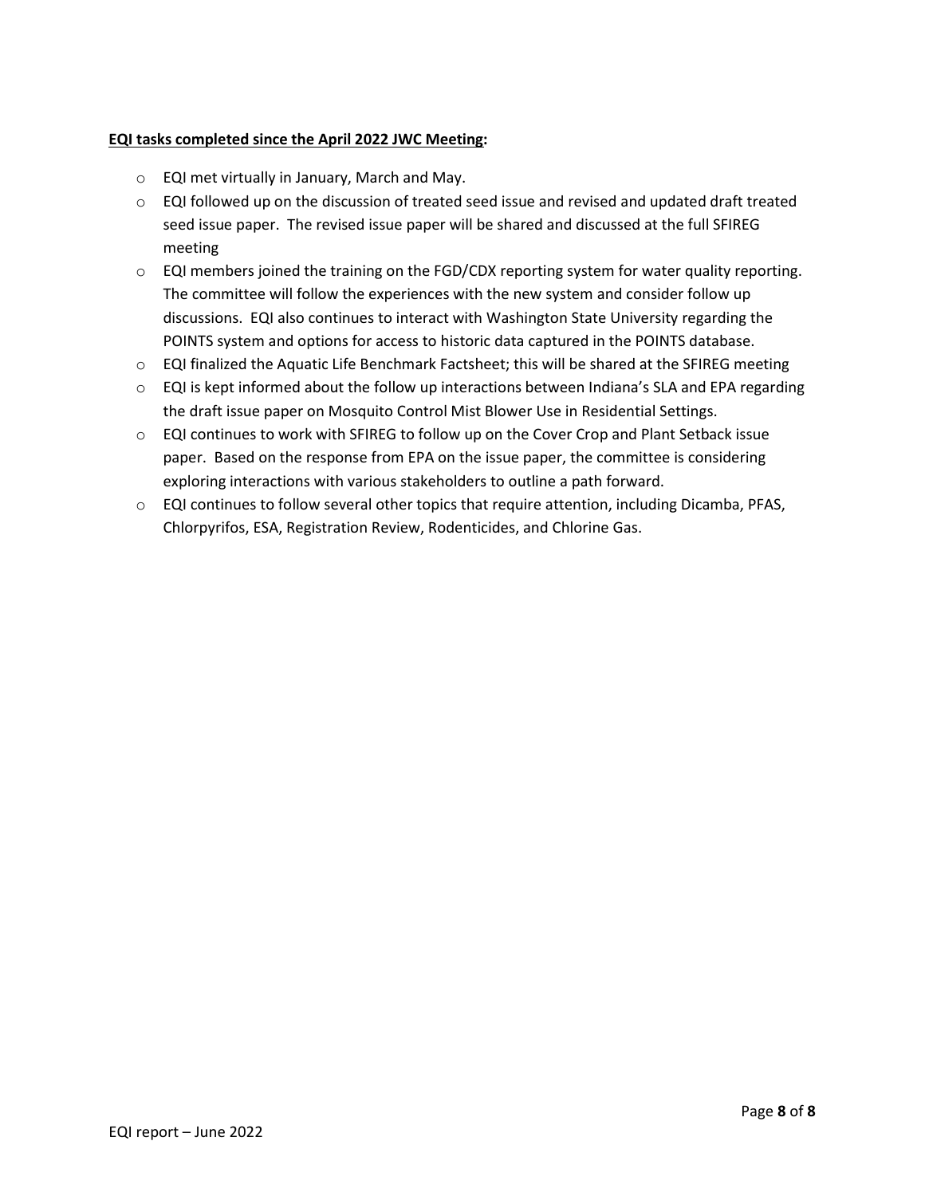**EQI tasks completed since the April 2022 JWC Meeting:**

- EQI met virtually in January, March and May.
- EQI followed up on the discussion of treated seed issue and revised and updated draft treated seed issue paper. The revised issue paper will be shared and discussed at the full SFIREG meeting
- EQI members joined the training on the FGD/CDX reporting system for water quality reporting. The committee will follow the experiences with the new system and consider follow up discussions. EQI also continues to interact with Washington State University regarding the POINTS system and options for access to historic data captured in the POINTS database.
- EQI finalized the Aquatic Life Benchmark Factsheet; this will be shared at the SFIREG meeting
- EQI is kept informed about the follow up interactions between Indiana's SLA and EPA regarding the draft issue paper on Mosquito Control Mist Blower Use in Residential Settings.
- EQI continues to work with SFIREG to follow up on the Cover Crop and Plant Setback issue paper. Based on the response from EPA on the issue paper, the committee is considering exploring interactions with various stakeholders to outline a path forward.
- EQI continues to follow several other topics that require attention, including Dicamba, PFAS, Chlorpyrifos, ESA, Registration Review, Rodenticides, and Chlorine Gas.